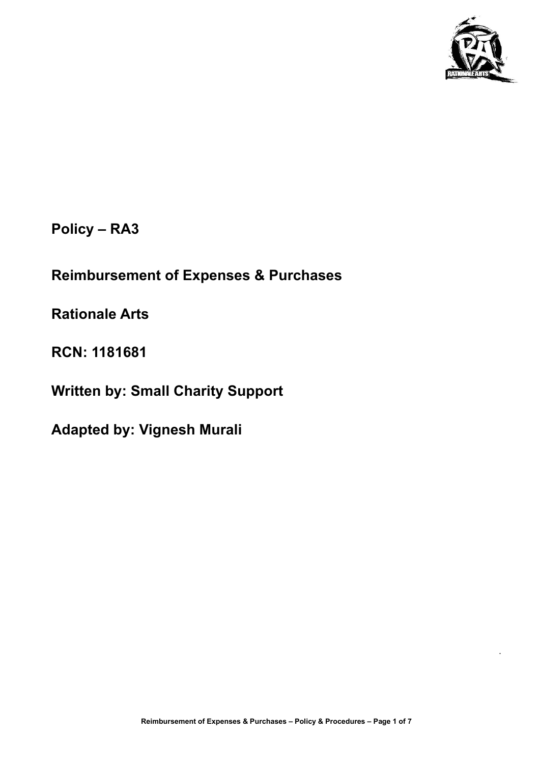**Policy – RA3**

**Reimbursement of Expenses & Purchases**

**Rationale Arts**

**RCN: 1181681**

**Written by: Small Charity Support**

**Adapted by: Vignesh Murali**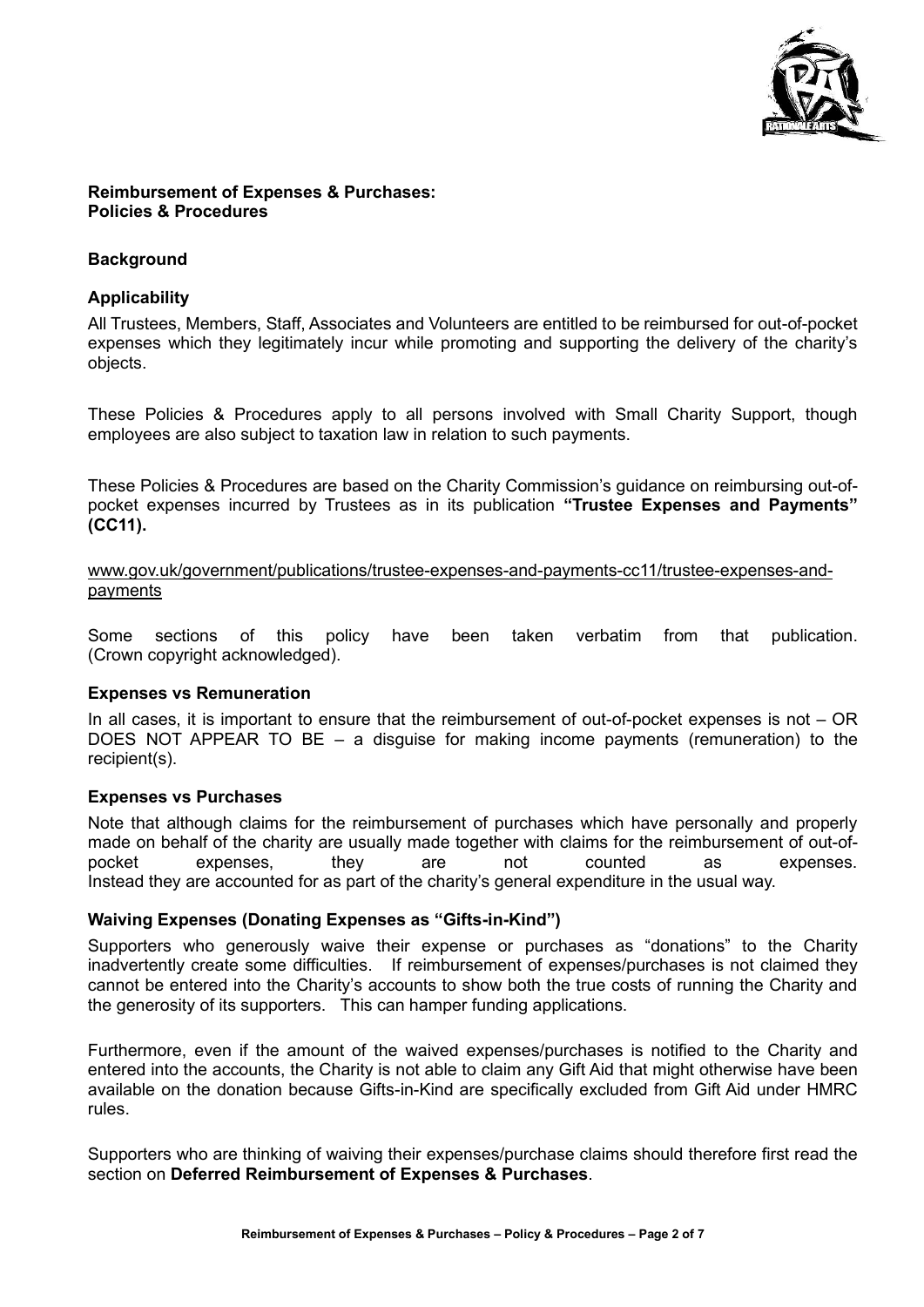**Reimbursement of Expenses & Purchases:**
**Policies & Procedures**

## Background

### Applicability

All Trustees, Members, Staff, Associates and Volunteers are entitled to be reimbursed for out-of-pocket expenses which they legitimately incur while promoting and supporting the delivery of the charity's objects.

These Policies & Procedures apply to all persons involved with Small Charity Support, though employees are also subject to taxation law in relation to such payments.

These Policies & Procedures are based on the Charity Commission's guidance on reimbursing out-of-pocket expenses incurred by Trustees as in its publication **"Trustee Expenses and Payments" (CC11).**

www.gov.uk/government/publications/trustee-expenses-and-payments-cc11/trustee-expenses-and-payments

Some sections of this policy have been taken verbatim from that publication. (Crown copyright acknowledged).

### Expenses vs Remuneration

In all cases, it is important to ensure that the reimbursement of out-of-pocket expenses is not – OR DOES NOT APPEAR TO BE – a disguise for making income payments (remuneration) to the recipient(s).

### Expenses vs Purchases

Note that although claims for the reimbursement of purchases which have personally and properly made on behalf of the charity are usually made together with claims for the reimbursement of out-of-pocket expenses, they are not counted as expenses. Instead they are accounted for as part of the charity's general expenditure in the usual way.

### Waiving Expenses (Donating Expenses as "Gifts-in-Kind")

Supporters who generously waive their expense or purchases as "donations" to the Charity inadvertently create some difficulties. If reimbursement of expenses/purchases is not claimed they cannot be entered into the Charity's accounts to show both the true costs of running the Charity and the generosity of its supporters. This can hamper funding applications.

Furthermore, even if the amount of the waived expenses/purchases is notified to the Charity and entered into the accounts, the Charity is not able to claim any Gift Aid that might otherwise have been available on the donation because Gifts-in-Kind are specifically excluded from Gift Aid under HMRC rules.

Supporters who are thinking of waiving their expenses/purchase claims should therefore first read the section on **Deferred Reimbursement of Expenses & Purchases**.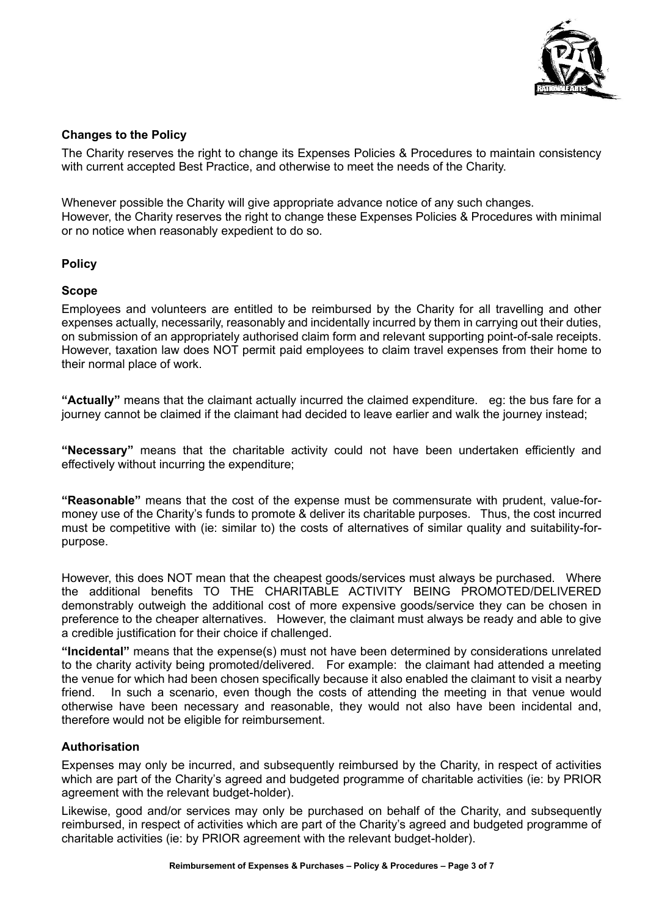## Changes to the Policy

The Charity reserves the right to change its Expenses Policies & Procedures to maintain consistency with current accepted Best Practice, and otherwise to meet the needs of the Charity.

Whenever possible the Charity will give appropriate advance notice of any such changes. However, the Charity reserves the right to change these Expenses Policies & Procedures with minimal or no notice when reasonably expedient to do so.

## Policy

### Scope

Employees and volunteers are entitled to be reimbursed by the Charity for all travelling and other expenses actually, necessarily, reasonably and incidentally incurred by them in carrying out their duties, on submission of an appropriately authorised claim form and relevant supporting point-of-sale receipts. However, taxation law does NOT permit paid employees to claim travel expenses from their home to their normal place of work.

**"Actually"** means that the claimant actually incurred the claimed expenditure. eg: the bus fare for a journey cannot be claimed if the claimant had decided to leave earlier and walk the journey instead;

**"Necessary"** means that the charitable activity could not have been undertaken efficiently and effectively without incurring the expenditure;

**"Reasonable"** means that the cost of the expense must be commensurate with prudent, value-for-money use of the Charity's funds to promote & deliver its charitable purposes. Thus, the cost incurred must be competitive with (ie: similar to) the costs of alternatives of similar quality and suitability-for-purpose.

However, this does NOT mean that the cheapest goods/services must always be purchased. Where the additional benefits TO THE CHARITABLE ACTIVITY BEING PROMOTED/DELIVERED demonstrably outweigh the additional cost of more expensive goods/service they can be chosen in preference to the cheaper alternatives. However, the claimant must always be ready and able to give a credible justification for their choice if challenged.

**"Incidental"** means that the expense(s) must not have been determined by considerations unrelated to the charity activity being promoted/delivered. For example: the claimant had attended a meeting the venue for which had been chosen specifically because it also enabled the claimant to visit a nearby friend. In such a scenario, even though the costs of attending the meeting in that venue would otherwise have been necessary and reasonable, they would not also have been incidental and, therefore would not be eligible for reimbursement.

### Authorisation

Expenses may only be incurred, and subsequently reimbursed by the Charity, in respect of activities which are part of the Charity's agreed and budgeted programme of charitable activities (ie: by PRIOR agreement with the relevant budget-holder).

Likewise, good and/or services may only be purchased on behalf of the Charity, and subsequently reimbursed, in respect of activities which are part of the Charity's agreed and budgeted programme of charitable activities (ie: by PRIOR agreement with the relevant budget-holder).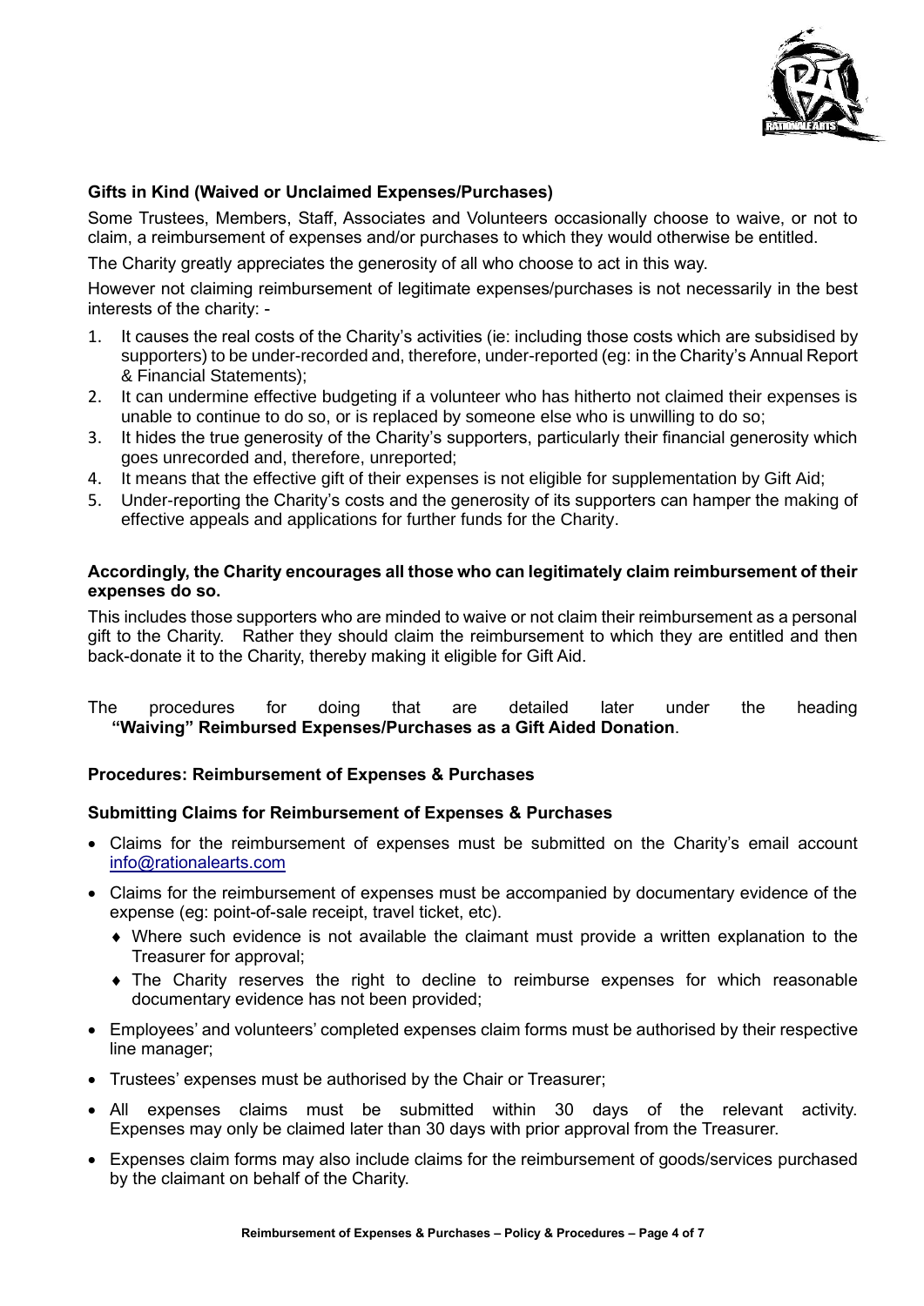### Gifts in Kind (Waived or Unclaimed Expenses/Purchases)

Some Trustees, Members, Staff, Associates and Volunteers occasionally choose to waive, or not to claim, a reimbursement of expenses and/or purchases to which they would otherwise be entitled.

The Charity greatly appreciates the generosity of all who choose to act in this way.

However not claiming reimbursement of legitimate expenses/purchases is not necessarily in the best interests of the charity: -

1. It causes the real costs of the Charity's activities (ie: including those costs which are subsidised by supporters) to be under-recorded and, therefore, under-reported (eg: in the Charity's Annual Report & Financial Statements);
2. It can undermine effective budgeting if a volunteer who has hitherto not claimed their expenses is unable to continue to do so, or is replaced by someone else who is unwilling to do so;
3. It hides the true generosity of the Charity's supporters, particularly their financial generosity which goes unrecorded and, therefore, unreported;
4. It means that the effective gift of their expenses is not eligible for supplementation by Gift Aid;
5. Under-reporting the Charity's costs and the generosity of its supporters can hamper the making of effective appeals and applications for further funds for the Charity.

**Accordingly, the Charity encourages all those who can legitimately claim reimbursement of their expenses do so.**

This includes those supporters who are minded to waive or not claim their reimbursement as a personal gift to the Charity. Rather they should claim the reimbursement to which they are entitled and then back-donate it to the Charity, thereby making it eligible for Gift Aid.

The procedures for doing that are detailed later under the heading **"Waiving" Reimbursed Expenses/Purchases as a Gift Aided Donation**.

### Procedures: Reimbursement of Expenses & Purchases

### Submitting Claims for Reimbursement of Expenses & Purchases

- Claims for the reimbursement of expenses must be submitted on the Charity's email account info@rationalearts.com
- Claims for the reimbursement of expenses must be accompanied by documentary evidence of the expense (eg: point-of-sale receipt, travel ticket, etc).
  - Where such evidence is not available the claimant must provide a written explanation to the Treasurer for approval;
  - The Charity reserves the right to decline to reimburse expenses for which reasonable documentary evidence has not been provided;
- Employees' and volunteers' completed expenses claim forms must be authorised by their respective line manager;
- Trustees' expenses must be authorised by the Chair or Treasurer;
- All expenses claims must be submitted within 30 days of the relevant activity. Expenses may only be claimed later than 30 days with prior approval from the Treasurer.
- Expenses claim forms may also include claims for the reimbursement of goods/services purchased by the claimant on behalf of the Charity.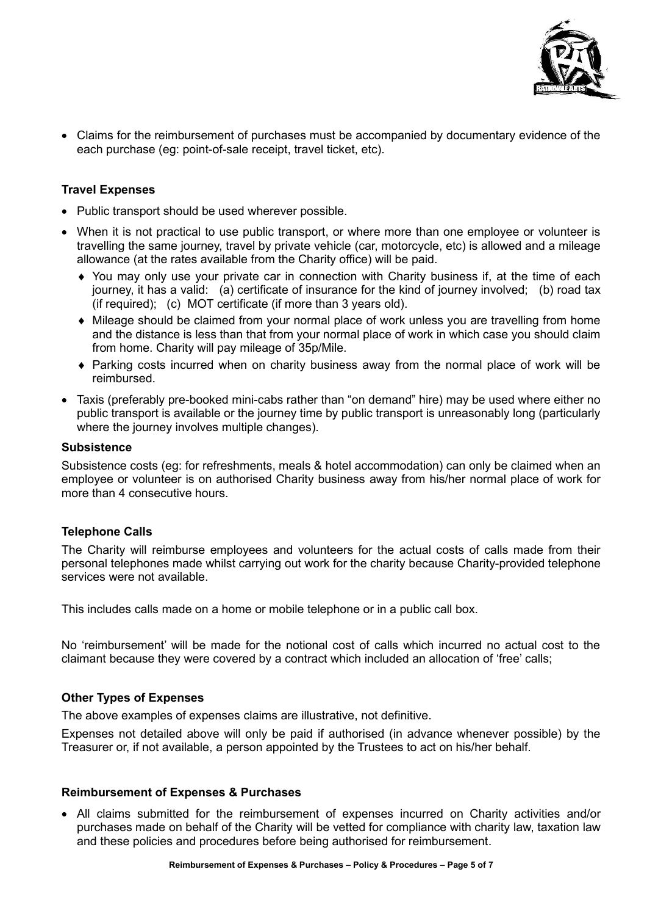- Claims for the reimbursement of purchases must be accompanied by documentary evidence of the each purchase (eg: point-of-sale receipt, travel ticket, etc).

### Travel Expenses

- Public transport should be used wherever possible.
- When it is not practical to use public transport, or where more than one employee or volunteer is travelling the same journey, travel by private vehicle (car, motorcycle, etc) is allowed and a mileage allowance (at the rates available from the Charity office) will be paid.
  - You may only use your private car in connection with Charity business if, at the time of each journey, it has a valid: (a) certificate of insurance for the kind of journey involved; (b) road tax (if required); (c) MOT certificate (if more than 3 years old).
  - Mileage should be claimed from your normal place of work unless you are travelling from home and the distance is less than that from your normal place of work in which case you should claim from home. Charity will pay mileage of 35p/Mile.
  - Parking costs incurred when on charity business away from the normal place of work will be reimbursed.
- Taxis (preferably pre-booked mini-cabs rather than "on demand" hire) may be used where either no public transport is available or the journey time by public transport is unreasonably long (particularly where the journey involves multiple changes).

### Subsistence

Subsistence costs (eg: for refreshments, meals & hotel accommodation) can only be claimed when an employee or volunteer is on authorised Charity business away from his/her normal place of work for more than 4 consecutive hours.

### Telephone Calls

The Charity will reimburse employees and volunteers for the actual costs of calls made from their personal telephones made whilst carrying out work for the charity because Charity-provided telephone services were not available.

This includes calls made on a home or mobile telephone or in a public call box.

No 'reimbursement' will be made for the notional cost of calls which incurred no actual cost to the claimant because they were covered by a contract which included an allocation of 'free' calls;

### Other Types of Expenses

The above examples of expenses claims are illustrative, not definitive.

Expenses not detailed above will only be paid if authorised (in advance whenever possible) by the Treasurer or, if not available, a person appointed by the Trustees to act on his/her behalf.

### Reimbursement of Expenses & Purchases

- All claims submitted for the reimbursement of expenses incurred on Charity activities and/or purchases made on behalf of the Charity will be vetted for compliance with charity law, taxation law and these policies and procedures before being authorised for reimbursement.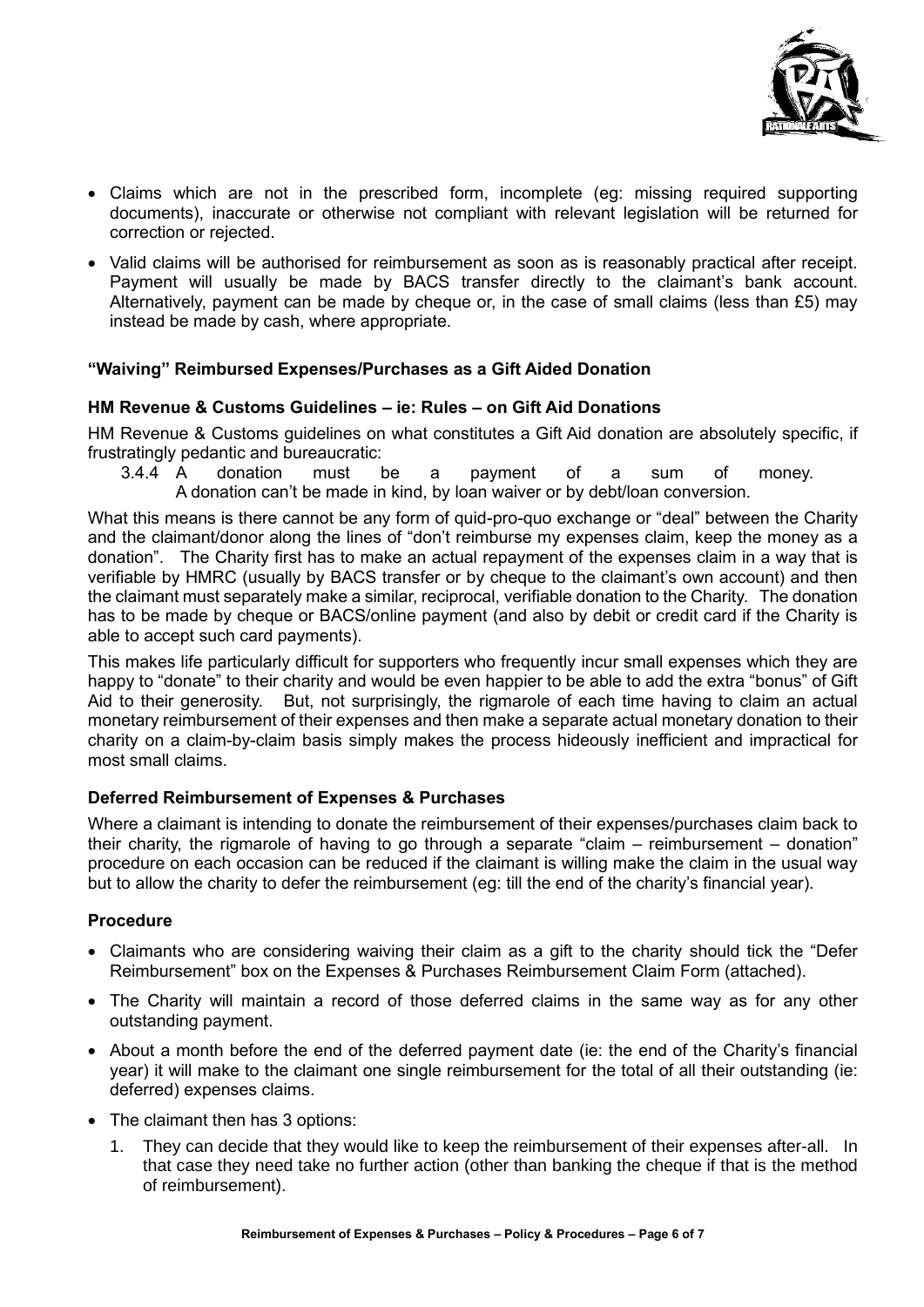- Claims which are not in the prescribed form, incomplete (eg: missing required supporting documents), inaccurate or otherwise not compliant with relevant legislation will be returned for correction or rejected.
- Valid claims will be authorised for reimbursement as soon as is reasonably practical after receipt. Payment will usually be made by BACS transfer directly to the claimant's bank account. Alternatively, payment can be made by cheque or, in the case of small claims (less than £5) may instead be made by cash, where appropriate.

### "Waiving" Reimbursed Expenses/Purchases as a Gift Aided Donation

#### HM Revenue & Customs Guidelines – ie: Rules – on Gift Aid Donations

HM Revenue & Customs guidelines on what constitutes a Gift Aid donation are absolutely specific, if frustratingly pedantic and bureaucratic:

> 3.4.4 A donation must be a payment of a sum of money.
> A donation can't be made in kind, by loan waiver or by debt/loan conversion.

What this means is there cannot be any form of quid-pro-quo exchange or "deal" between the Charity and the claimant/donor along the lines of "don't reimburse my expenses claim, keep the money as a donation". The Charity first has to make an actual repayment of the expenses claim in a way that is verifiable by HMRC (usually by BACS transfer or by cheque to the claimant's own account) and then the claimant must separately make a similar, reciprocal, verifiable donation to the Charity. The donation has to be made by cheque or BACS/online payment (and also by debit or credit card if the Charity is able to accept such card payments).

This makes life particularly difficult for supporters who frequently incur small expenses which they are happy to "donate" to their charity and would be even happier to be able to add the extra "bonus" of Gift Aid to their generosity. But, not surprisingly, the rigmarole of each time having to claim an actual monetary reimbursement of their expenses and then make a separate actual monetary donation to their charity on a claim-by-claim basis simply makes the process hideously inefficient and impractical for most small claims.

#### Deferred Reimbursement of Expenses & Purchases

Where a claimant is intending to donate the reimbursement of their expenses/purchases claim back to their charity, the rigmarole of having to go through a separate "claim – reimbursement – donation" procedure on each occasion can be reduced if the claimant is willing make the claim in the usual way but to allow the charity to defer the reimbursement (eg: till the end of the charity's financial year).

#### Procedure

- Claimants who are considering waiving their claim as a gift to the charity should tick the "Defer Reimbursement" box on the Expenses & Purchases Reimbursement Claim Form (attached).
- The Charity will maintain a record of those deferred claims in the same way as for any other outstanding payment.
- About a month before the end of the deferred payment date (ie: the end of the Charity's financial year) it will make to the claimant one single reimbursement for the total of all their outstanding (ie: deferred) expenses claims.
- The claimant then has 3 options:
  1. They can decide that they would like to keep the reimbursement of their expenses after-all. In that case they need take no further action (other than banking the cheque if that is the method of reimbursement).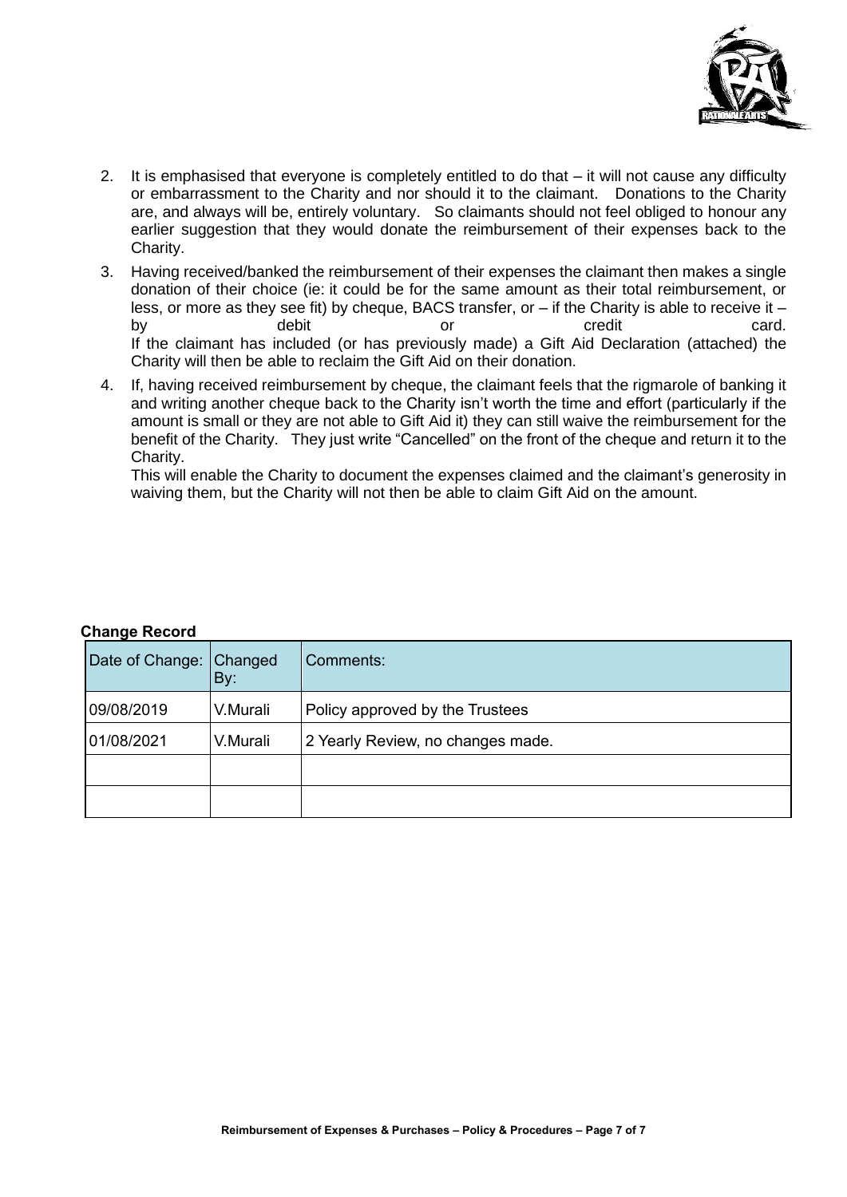2. It is emphasised that everyone is completely entitled to do that – it will not cause any difficulty or embarrassment to the Charity and nor should it to the claimant. Donations to the Charity are, and always will be, entirely voluntary. So claimants should not feel obliged to honour any earlier suggestion that they would donate the reimbursement of their expenses back to the Charity.

3. Having received/banked the reimbursement of their expenses the claimant then makes a single donation of their choice (ie: it could be for the same amount as their total reimbursement, or less, or more as they see fit) by cheque, BACS transfer, or – if the Charity is able to receive it – by debit or credit card.
If the claimant has included (or has previously made) a Gift Aid Declaration (attached) the Charity will then be able to reclaim the Gift Aid on their donation.

4. If, having received reimbursement by cheque, the claimant feels that the rigmarole of banking it and writing another cheque back to the Charity isn't worth the time and effort (particularly if the amount is small or they are not able to Gift Aid it) they can still waive the reimbursement for the benefit of the Charity. They just write "Cancelled" on the front of the cheque and return it to the Charity.
This will enable the Charity to document the expenses claimed and the claimant's generosity in waiving them, but the Charity will not then be able to claim Gift Aid on the amount.

**Change Record**

| Date of Change: | Changed By: | Comments: |
|---|---|---|
| 09/08/2019 | V.Murali | Policy approved by the Trustees |
| 01/08/2021 | V.Murali | 2 Yearly Review, no changes made. |
| | | |
| | | |